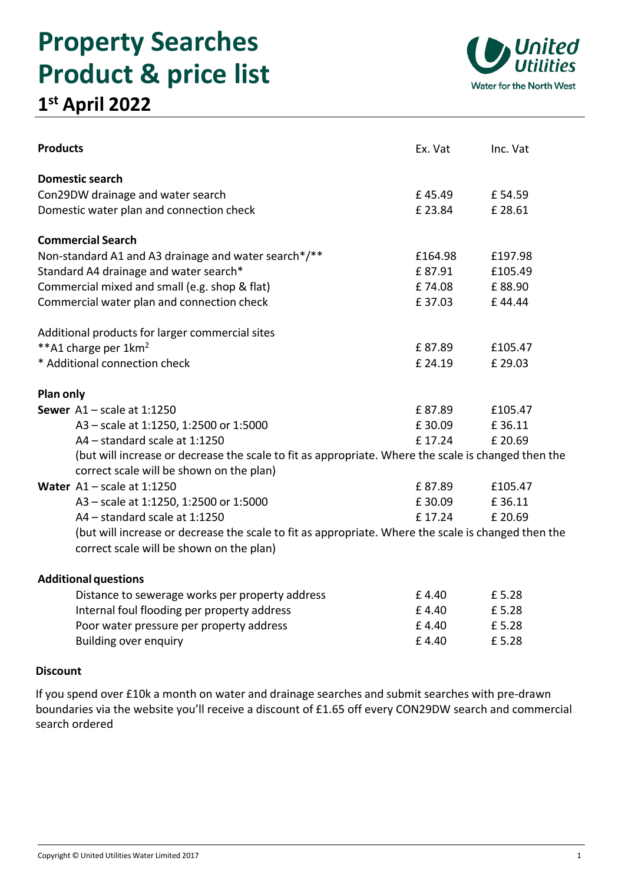# Property Searches Product & price list

## 1st April 2022

| Products | Ex. Vat | Inc. Vat |
|---|---|---|
| **Domestic search** | | |
| Con29DW drainage and water search | £ 45.49 | £ 54.59 |
| Domestic water plan and connection check | £ 23.84 | £ 28.61 |
| **Commercial Search** | | |
| Non-standard A1 and A3 drainage and water search*/** | £164.98 | £197.98 |
| Standard A4 drainage and water search* | £ 87.91 | £105.49 |
| Commercial mixed and small (e.g. shop & flat) | £ 74.08 | £ 88.90 |
| Commercial water plan and connection check | £ 37.03 | £ 44.44 |
| Additional products for larger commercial sites | | |
| **A1 charge per $1km^2$ | £ 87.89 | £105.47 |
| * Additional connection check | £ 24.19 | £ 29.03 |
| **Plan only** | | |
| **Sewer** A1 – scale at 1:1250 | £ 87.89 | £105.47 |
| A3 – scale at 1:1250, 1:2500 or 1:5000 | £ 30.09 | £ 36.11 |
| A4 – standard scale at 1:1250 | £ 17.24 | £ 20.69 |
| (but will increase or decrease the scale to fit as appropriate. Where the scale is changed then the correct scale will be shown on the plan) | | |
| **Water** A1 – scale at 1:1250 | £ 87.89 | £105.47 |
| A3 – scale at 1:1250, 1:2500 or 1:5000 | £ 30.09 | £ 36.11 |
| A4 – standard scale at 1:1250 | £ 17.24 | £ 20.69 |
| (but will increase or decrease the scale to fit as appropriate. Where the scale is changed then the correct scale will be shown on the plan) | | |
| **Additional questions** | | |
| Distance to sewerage works per property address | £ 4.40 | £ 5.28 |
| Internal foul flooding per property address | £ 4.40 | £ 5.28 |
| Poor water pressure per property address | £ 4.40 | £ 5.28 |
| Building over enquiry | £ 4.40 | £ 5.28 |

**Discount**

If you spend over £10k a month on water and drainage searches and submit searches with pre-drawn boundaries via the website you'll receive a discount of £1.65 off every CON29DW search and commercial search ordered

Copyright © United Utilities Water Limited 2017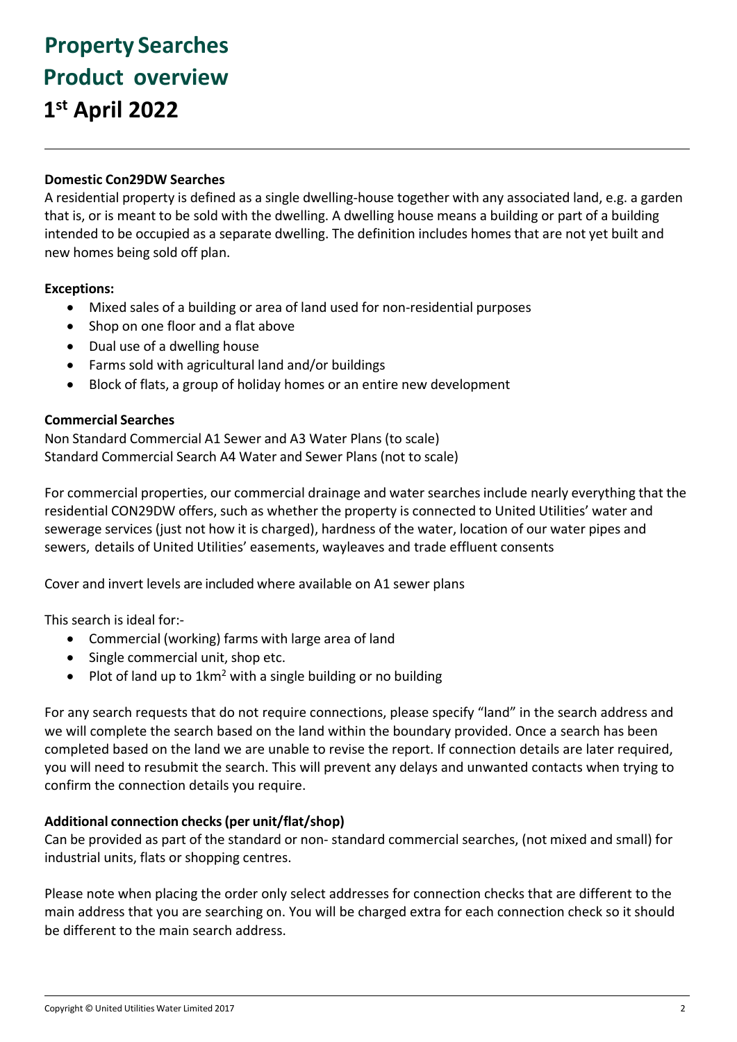# Property Searches

# Product overview

# 1st April 2022

---

**Domestic Con29DW Searches**

A residential property is defined as a single dwelling-house together with any associated land, e.g. a garden that is, or is meant to be sold with the dwelling. A dwelling house means a building or part of a building intended to be occupied as a separate dwelling. The definition includes homes that are not yet built and new homes being sold off plan.

**Exceptions:**

- Mixed sales of a building or area of land used for non-residential purposes
- Shop on one floor and a flat above
- Dual use of a dwelling house
- Farms sold with agricultural land and/or buildings
- Block of flats, a group of holiday homes or an entire new development

**Commercial Searches**

Non Standard Commercial A1 Sewer and A3 Water Plans (to scale)
Standard Commercial Search A4 Water and Sewer Plans (not to scale)

For commercial properties, our commercial drainage and water searches include nearly everything that the residential CON29DW offers, such as whether the property is connected to United Utilities' water and sewerage services (just not how it is charged), hardness of the water, location of our water pipes and sewers, details of United Utilities' easements, wayleaves and trade effluent consents

Cover and invert levels are included where available on A1 sewer plans

This search is ideal for:-

- Commercial (working) farms with large area of land
- Single commercial unit, shop etc.
- Plot of land up to 1km$^2$ with a single building or no building

For any search requests that do not require connections, please specify "land" in the search address and we will complete the search based on the land within the boundary provided. Once a search has been completed based on the land we are unable to revise the report. If connection details are later required, you will need to resubmit the search. This will prevent any delays and unwanted contacts when trying to confirm the connection details you require.

**Additional connection checks (per unit/flat/shop)**

Can be provided as part of the standard or non- standard commercial searches, (not mixed and small) for industrial units, flats or shopping centres.

Please note when placing the order only select addresses for connection checks that are different to the main address that you are searching on. You will be charged extra for each connection check so it should be different to the main search address.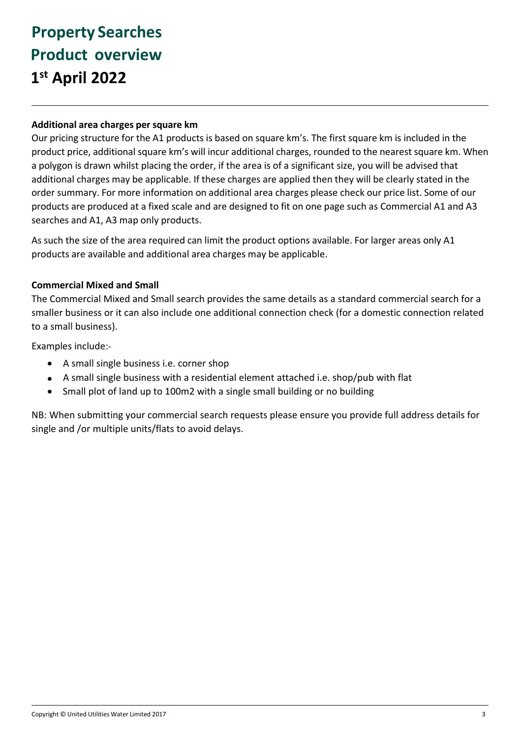# Property Searches
# Product overview
# 1st April 2022

---

**Additional area charges per square km**

Our pricing structure for the A1 products is based on square km's. The first square km is included in the product price, additional square km's will incur additional charges, rounded to the nearest square km. When a polygon is drawn whilst placing the order, if the area is of a significant size, you will be advised that additional charges may be applicable. If these charges are applied then they will be clearly stated in the order summary. For more information on additional area charges please check our price list. Some of our products are produced at a fixed scale and are designed to fit on one page such as Commercial A1 and A3 searches and A1, A3 map only products.

As such the size of the area required can limit the product options available. For larger areas only A1 products are available and additional area charges may be applicable.

**Commercial Mixed and Small**

The Commercial Mixed and Small search provides the same details as a standard commercial search for a smaller business or it can also include one additional connection check (for a domestic connection related to a small business).

Examples include:-

- A small single business i.e. corner shop
- A small single business with a residential element attached i.e. shop/pub with flat
- Small plot of land up to 100m2 with a single small building or no building

NB: When submitting your commercial search requests please ensure you provide full address details for single and /or multiple units/flats to avoid delays.